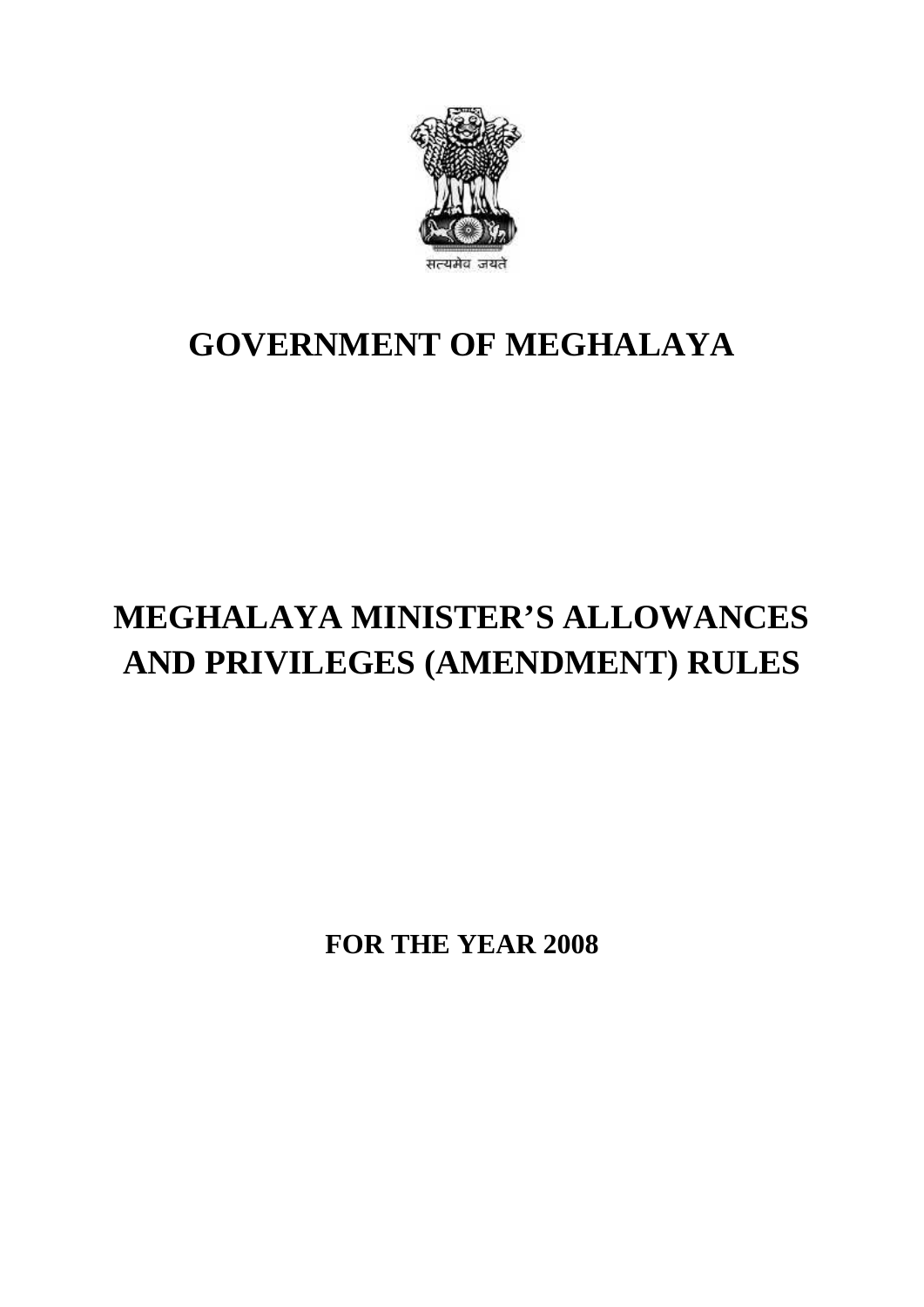सत्यमेव जयते

# GOVERNMENT OF MEGHALAYA

# MEGHALAYA MINISTER'S ALLOWANCES AND PRIVILEGES (AMENDMENT) RULES

**FOR THE YEAR 2008**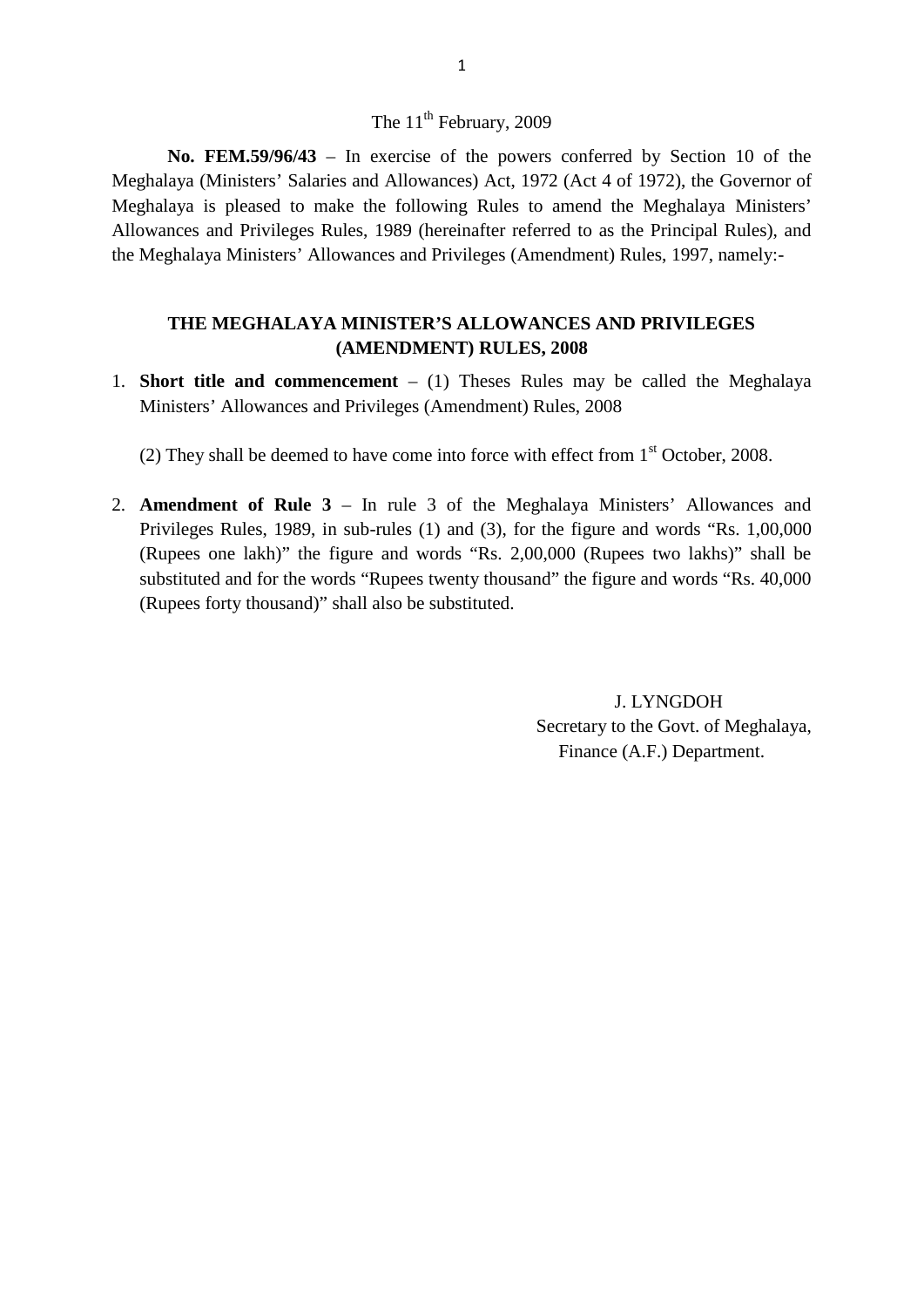The 11th February, 2009

**No. FEM.59/96/43** – In exercise of the powers conferred by Section 10 of the Meghalaya (Ministers' Salaries and Allowances) Act, 1972 (Act 4 of 1972), the Governor of Meghalaya is pleased to make the following Rules to amend the Meghalaya Ministers' Allowances and Privileges Rules, 1989 (hereinafter referred to as the Principal Rules), and the Meghalaya Ministers' Allowances and Privileges (Amendment) Rules, 1997, namely:-

## THE MEGHALAYA MINISTER'S ALLOWANCES AND PRIVILEGES (AMENDMENT) RULES, 2008

1. **Short title and commencement** – (1) Theses Rules may be called the Meghalaya Ministers' Allowances and Privileges (Amendment) Rules, 2008

   (2) They shall be deemed to have come into force with effect from 1st October, 2008.

2. **Amendment of Rule 3** – In rule 3 of the Meghalaya Ministers' Allowances and Privileges Rules, 1989, in sub-rules (1) and (3), for the figure and words "Rs. 1,00,000 (Rupees one lakh)" the figure and words "Rs. 2,00,000 (Rupees two lakhs)" shall be substituted and for the words "Rupees twenty thousand" the figure and words "Rs. 40,000 (Rupees forty thousand)" shall also be substituted.

J. LYNGDOH
Secretary to the Govt. of Meghalaya,
Finance (A.F.) Department.